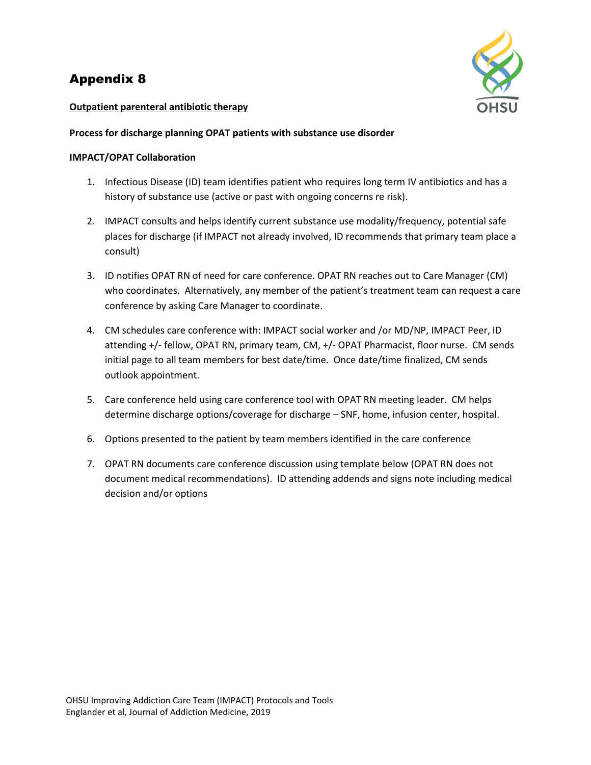# Appendix 8

**Outpatient parenteral antibiotic therapy**

**Process for discharge planning OPAT patients with substance use disorder**

**IMPACT/OPAT Collaboration**

1. Infectious Disease (ID) team identifies patient who requires long term IV antibiotics and has a history of substance use (active or past with ongoing concerns re risk).
2. IMPACT consults and helps identify current substance use modality/frequency, potential safe places for discharge (if IMPACT not already involved, ID recommends that primary team place a consult)
3. ID notifies OPAT RN of need for care conference. OPAT RN reaches out to Care Manager (CM) who coordinates. Alternatively, any member of the patient's treatment team can request a care conference by asking Care Manager to coordinate.
4. CM schedules care conference with: IMPACT social worker and /or MD/NP, IMPACT Peer, ID attending +/- fellow, OPAT RN, primary team, CM, +/- OPAT Pharmacist, floor nurse. CM sends initial page to all team members for best date/time. Once date/time finalized, CM sends outlook appointment.
5. Care conference held using care conference tool with OPAT RN meeting leader. CM helps determine discharge options/coverage for discharge – SNF, home, infusion center, hospital.
6. Options presented to the patient by team members identified in the care conference
7. OPAT RN documents care conference discussion using template below (OPAT RN does not document medical recommendations). ID attending addends and signs note including medical decision and/or options

OHSU Improving Addiction Care Team (IMPACT) Protocols and Tools
Englander et al, Journal of Addiction Medicine, 2019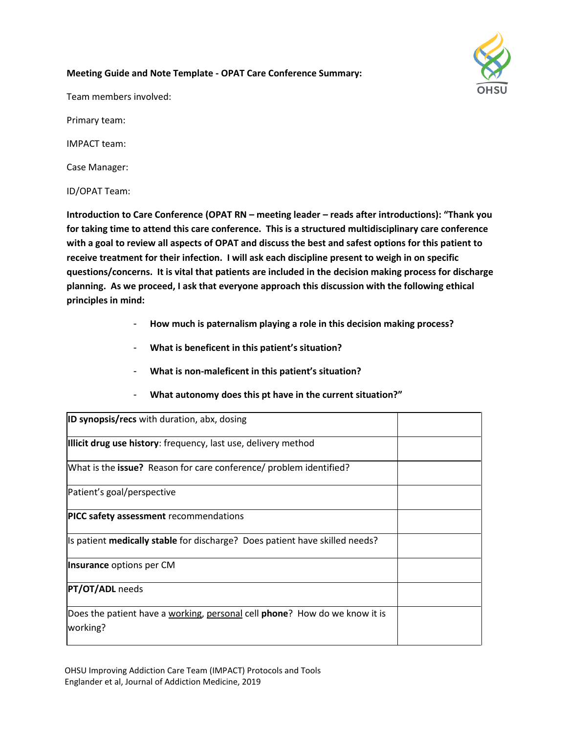**Meeting Guide and Note Template - OPAT Care Conference Summary:**

Team members involved:

Primary team:

IMPACT team:

Case Manager:

ID/OPAT Team:

**Introduction to Care Conference (OPAT RN – meeting leader – reads after introductions): "Thank you for taking time to attend this care conference. This is a structured multidisciplinary care conference with a goal to review all aspects of OPAT and discuss the best and safest options for this patient to receive treatment for their infection. I will ask each discipline present to weigh in on specific questions/concerns. It is vital that patients are included in the decision making process for discharge planning. As we proceed, I ask that everyone approach this discussion with the following ethical principles in mind:**

- **How much is paternalism playing a role in this decision making process?**
- **What is beneficent in this patient's situation?**
- **What is non-maleficent in this patient's situation?**
- **What autonomy does this pt have in the current situation?"**

| | |
|---|---|
| **ID synopsis/recs** with duration, abx, dosing | |
| **Illicit drug use history**: frequency, last use, delivery method | |
| What is the **issue?** Reason for care conference/ problem identified? | |
| Patient's goal/perspective | |
| **PICC safety assessment** recommendations | |
| Is patient **medically stable** for discharge? Does patient have skilled needs? | |
| **Insurance** options per CM | |
| **PT/OT/ADL** needs | |
| Does the patient have a working, personal cell **phone**? How do we know it is working? | |

OHSU Improving Addiction Care Team (IMPACT) Protocols and Tools
Englander et al, Journal of Addiction Medicine, 2019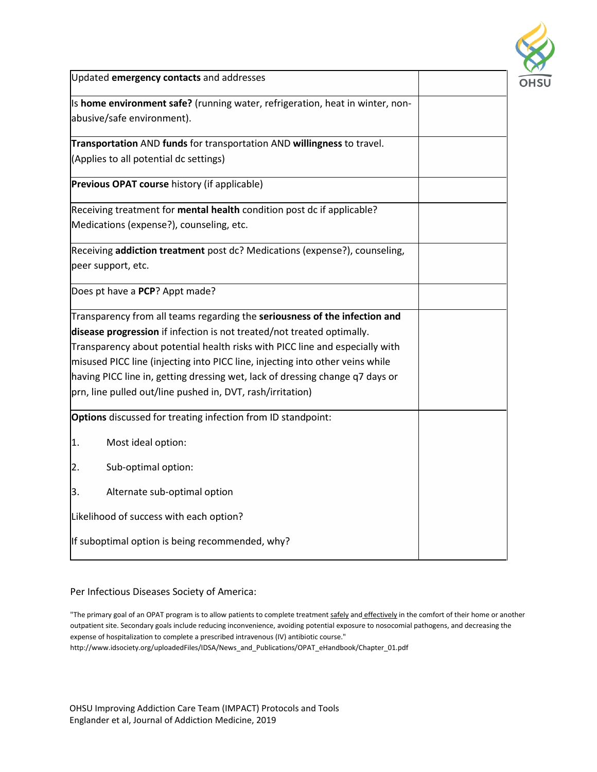| | |
|---|---|
| Updated **emergency contacts** and addresses | |
| Is **home environment safe?** (running water, refrigeration, heat in winter, non-abusive/safe environment). | |
| **Transportation** AND **funds** for transportation AND **willingness** to travel. (Applies to all potential dc settings) | |
| **Previous OPAT course** history (if applicable) | |
| Receiving treatment for **mental health** condition post dc if applicable? Medications (expense?), counseling, etc. | |
| Receiving **addiction treatment** post dc? Medications (expense?), counseling, peer support, etc. | |
| Does pt have a **PCP**? Appt made? | |
| Transparency from all teams regarding the **seriousness of the infection and disease progression** if infection is not treated/not treated optimally. Transparency about potential health risks with PICC line and especially with misused PICC line (injecting into PICC line, injecting into other veins while having PICC line in, getting dressing wet, lack of dressing change q7 days or prn, line pulled out/line pushed in, DVT, rash/irritation) | |
| **Options** discussed for treating infection from ID standpoint:<br><br>1. Most ideal option:<br><br>2. Sub-optimal option:<br><br>3. Alternate sub-optimal option<br><br>Likelihood of success with each option?<br><br>If suboptimal option is being recommended, why? | |

Per Infectious Diseases Society of America:

"The primary goal of an OPAT program is to allow patients to complete treatment safely and effectively in the comfort of their home or another outpatient site. Secondary goals include reducing inconvenience, avoiding potential exposure to nosocomial pathogens, and decreasing the expense of hospitalization to complete a prescribed intravenous (IV) antibiotic course."
http://www.idsociety.org/uploadedFiles/IDSA/News_and_Publications/OPAT_eHandbook/Chapter_01.pdf

OHSU Improving Addiction Care Team (IMPACT) Protocols and Tools
Englander et al, Journal of Addiction Medicine, 2019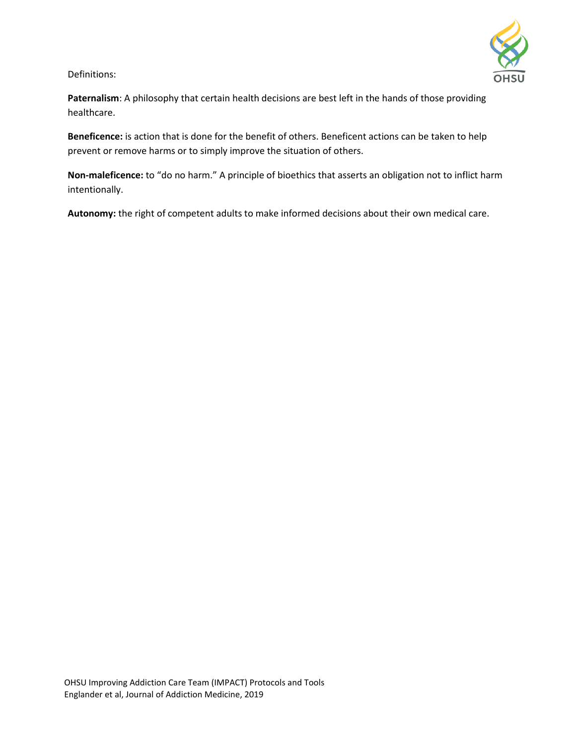Definitions:

**Paternalism**: A philosophy that certain health decisions are best left in the hands of those providing healthcare.

**Beneficence:** is action that is done for the benefit of others. Beneficent actions can be taken to help prevent or remove harms or to simply improve the situation of others.

**Non-maleficence:** to "do no harm." A principle of bioethics that asserts an obligation not to inflict harm intentionally.

**Autonomy:** the right of competent adults to make informed decisions about their own medical care.

OHSU Improving Addiction Care Team (IMPACT) Protocols and Tools
Englander et al, Journal of Addiction Medicine, 2019